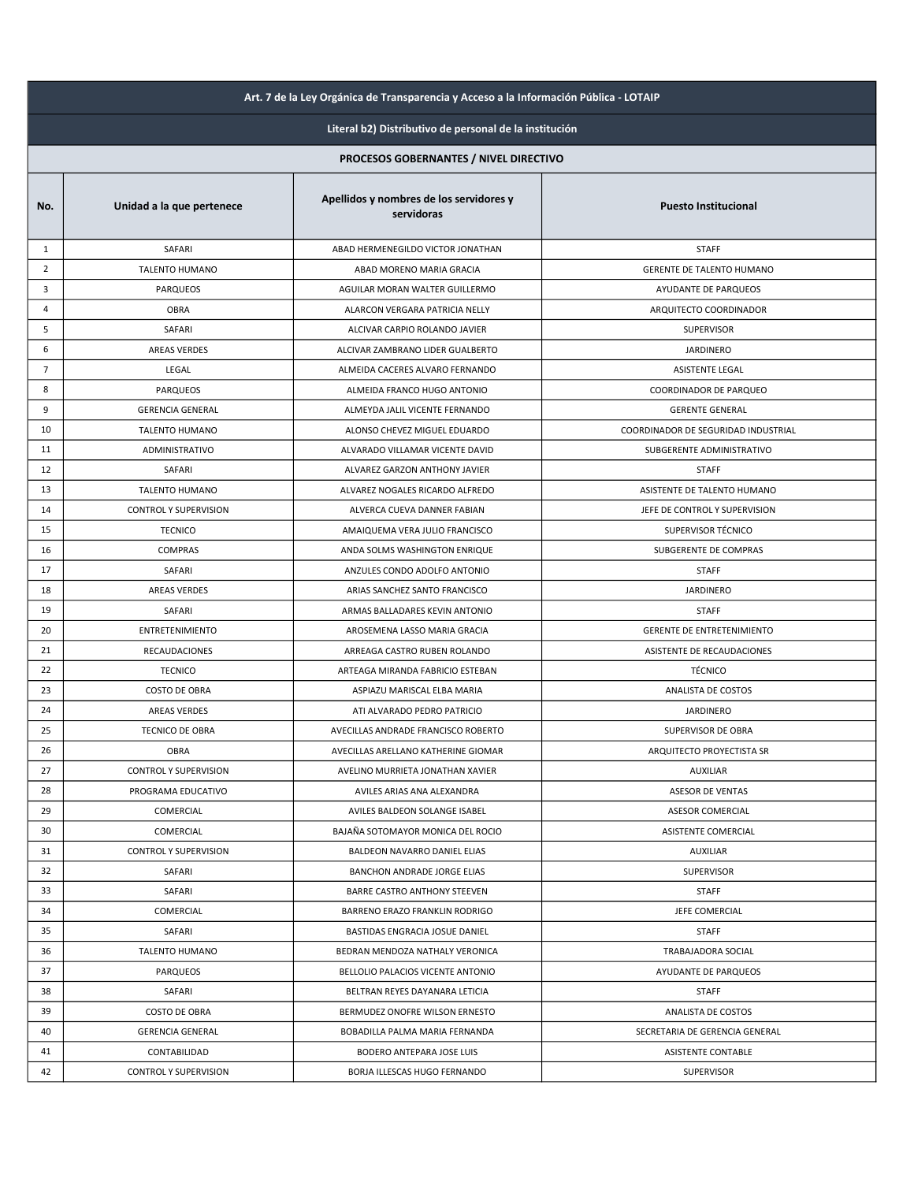| Art. 7 de la Ley Orgánica de Transparencia y Acceso a la Información Pública - LOTAIP | | | |
|---|---|---|---|
| **Literal b2) Distributivo de personal de la institución** | | | |
| **PROCESOS GOBERNANTES / NIVEL DIRECTIVO** | | | |
| **No.** | **Unidad a la que pertenece** | **Apellidos y nombres de los servidores y servidoras** | **Puesto Institucional** |
| 1 | SAFARI | ABAD HERMENEGILDO VICTOR JONATHAN | STAFF |
| 2 | TALENTO HUMANO | ABAD MORENO MARIA GRACIA | GERENTE DE TALENTO HUMANO |
| 3 | PARQUEOS | AGUILAR MORAN WALTER GUILLERMO | AYUDANTE DE PARQUEOS |
| 4 | OBRA | ALARCON VERGARA PATRICIA NELLY | ARQUITECTO COORDINADOR |
| 5 | SAFARI | ALCIVAR CARPIO ROLANDO JAVIER | SUPERVISOR |
| 6 | AREAS VERDES | ALCIVAR ZAMBRANO LIDER GUALBERTO | JARDINERO |
| 7 | LEGAL | ALMEIDA CACERES ALVARO FERNANDO | ASISTENTE LEGAL |
| 8 | PARQUEOS | ALMEIDA FRANCO HUGO ANTONIO | COORDINADOR DE PARQUEO |
| 9 | GERENCIA GENERAL | ALMEYDA JALIL VICENTE FERNANDO | GERENTE GENERAL |
| 10 | TALENTO HUMANO | ALONSO CHEVEZ MIGUEL EDUARDO | COORDINADOR DE SEGURIDAD INDUSTRIAL |
| 11 | ADMINISTRATIVO | ALVARADO VILLAMAR VICENTE DAVID | SUBGERENTE ADMINISTRATIVO |
| 12 | SAFARI | ALVAREZ GARZON ANTHONY JAVIER | STAFF |
| 13 | TALENTO HUMANO | ALVAREZ NOGALES RICARDO ALFREDO | ASISTENTE DE TALENTO HUMANO |
| 14 | CONTROL Y SUPERVISION | ALVERCA CUEVA DANNER FABIAN | JEFE DE CONTROL Y SUPERVISION |
| 15 | TECNICO | AMAIQUEMA VERA JULIO FRANCISCO | SUPERVISOR TÉCNICO |
| 16 | COMPRAS | ANDA SOLMS WASHINGTON ENRIQUE | SUBGERENTE DE COMPRAS |
| 17 | SAFARI | ANZULES CONDO ADOLFO ANTONIO | STAFF |
| 18 | AREAS VERDES | ARIAS SANCHEZ SANTO FRANCISCO | JARDINERO |
| 19 | SAFARI | ARMAS BALLADARES KEVIN ANTONIO | STAFF |
| 20 | ENTRETENIMIENTO | AROSEMENA LASSO MARIA GRACIA | GERENTE DE ENTRETENIMIENTO |
| 21 | RECAUDACIONES | ARREAGA CASTRO RUBEN ROLANDO | ASISTENTE DE RECAUDACIONES |
| 22 | TECNICO | ARTEAGA MIRANDA FABRICIO ESTEBAN | TÉCNICO |
| 23 | COSTO DE OBRA | ASPIAZU MARISCAL ELBA MARIA | ANALISTA DE COSTOS |
| 24 | AREAS VERDES | ATI ALVARADO PEDRO PATRICIO | JARDINERO |
| 25 | TECNICO DE OBRA | AVECILLAS ANDRADE FRANCISCO ROBERTO | SUPERVISOR DE OBRA |
| 26 | OBRA | AVECILLAS ARELLANO KATHERINE GIOMAR | ARQUITECTO PROYECTISTA SR |
| 27 | CONTROL Y SUPERVISION | AVELINO MURRIETA JONATHAN XAVIER | AUXILIAR |
| 28 | PROGRAMA EDUCATIVO | AVILES ARIAS ANA ALEXANDRA | ASESOR DE VENTAS |
| 29 | COMERCIAL | AVILES BALDEON SOLANGE ISABEL | ASESOR COMERCIAL |
| 30 | COMERCIAL | BAJAÑA SOTOMAYOR MONICA DEL ROCIO | ASISTENTE COMERCIAL |
| 31 | CONTROL Y SUPERVISION | BALDEON NAVARRO DANIEL ELIAS | AUXILIAR |
| 32 | SAFARI | BANCHON ANDRADE JORGE ELIAS | SUPERVISOR |
| 33 | SAFARI | BARRE CASTRO ANTHONY STEEVEN | STAFF |
| 34 | COMERCIAL | BARRENO ERAZO FRANKLIN RODRIGO | JEFE COMERCIAL |
| 35 | SAFARI | BASTIDAS ENGRACIA JOSUE DANIEL | STAFF |
| 36 | TALENTO HUMANO | BEDRAN MENDOZA NATHALY VERONICA | TRABAJADORA SOCIAL |
| 37 | PARQUEOS | BELLOLIO PALACIOS VICENTE ANTONIO | AYUDANTE DE PARQUEOS |
| 38 | SAFARI | BELTRAN REYES DAYANARA LETICIA | STAFF |
| 39 | COSTO DE OBRA | BERMUDEZ ONOFRE WILSON ERNESTO | ANALISTA DE COSTOS |
| 40 | GERENCIA GENERAL | BOBADILLA PALMA MARIA FERNANDA | SECRETARIA DE GERENCIA GENERAL |
| 41 | CONTABILIDAD | BODERO ANTEPARA JOSE LUIS | ASISTENTE CONTABLE |
| 42 | CONTROL Y SUPERVISION | BORJA ILLESCAS HUGO FERNANDO | SUPERVISOR |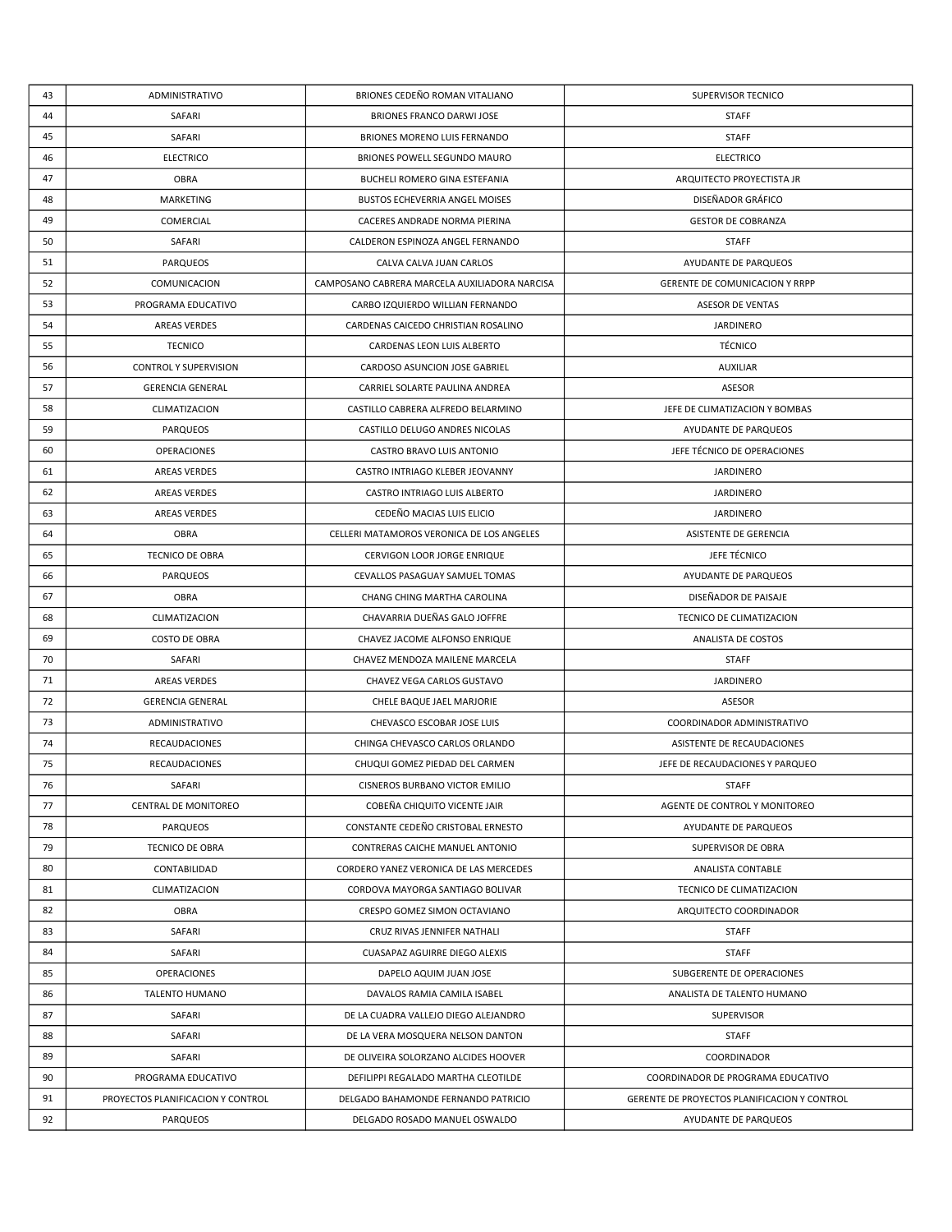| 43 | ADMINISTRATIVO | BRIONES CEDEÑO ROMAN VITALIANO | SUPERVISOR TECNICO |
|---|---|---|---|
| 44 | SAFARI | BRIONES FRANCO DARWI JOSE | STAFF |
| 45 | SAFARI | BRIONES MORENO LUIS FERNANDO | STAFF |
| 46 | ELECTRICO | BRIONES POWELL SEGUNDO MAURO | ELECTRICO |
| 47 | OBRA | BUCHELI ROMERO GINA ESTEFANIA | ARQUITECTO PROYECTISTA JR |
| 48 | MARKETING | BUSTOS ECHEVERRIA ANGEL MOISES | DISEÑADOR GRÁFICO |
| 49 | COMERCIAL | CACERES ANDRADE NORMA PIERINA | GESTOR DE COBRANZA |
| 50 | SAFARI | CALDERON ESPINOZA ANGEL FERNANDO | STAFF |
| 51 | PARQUEOS | CALVA CALVA JUAN CARLOS | AYUDANTE DE PARQUEOS |
| 52 | COMUNICACION | CAMPOSANO CABRERA MARCELA AUXILIADORA NARCISA | GERENTE DE COMUNICACION Y RRPP |
| 53 | PROGRAMA EDUCATIVO | CARBO IZQUIERDO WILLIAN FERNANDO | ASESOR DE VENTAS |
| 54 | AREAS VERDES | CARDENAS CAICEDO CHRISTIAN ROSALINO | JARDINERO |
| 55 | TECNICO | CARDENAS LEON LUIS ALBERTO | TÉCNICO |
| 56 | CONTROL Y SUPERVISION | CARDOSO ASUNCION JOSE GABRIEL | AUXILIAR |
| 57 | GERENCIA GENERAL | CARRIEL SOLARTE PAULINA ANDREA | ASESOR |
| 58 | CLIMATIZACION | CASTILLO CABRERA ALFREDO BELARMINO | JEFE DE CLIMATIZACION Y BOMBAS |
| 59 | PARQUEOS | CASTILLO DELUGO ANDRES NICOLAS | AYUDANTE DE PARQUEOS |
| 60 | OPERACIONES | CASTRO BRAVO LUIS ANTONIO | JEFE TÉCNICO DE OPERACIONES |
| 61 | AREAS VERDES | CASTRO INTRIAGO KLEBER JEOVANNY | JARDINERO |
| 62 | AREAS VERDES | CASTRO INTRIAGO LUIS ALBERTO | JARDINERO |
| 63 | AREAS VERDES | CEDEÑO MACIAS LUIS ELICIO | JARDINERO |
| 64 | OBRA | CELLERI MATAMOROS VERONICA DE LOS ANGELES | ASISTENTE DE GERENCIA |
| 65 | TECNICO DE OBRA | CERVIGON LOOR JORGE ENRIQUE | JEFE TÉCNICO |
| 66 | PARQUEOS | CEVALLOS PASAGUAY SAMUEL TOMAS | AYUDANTE DE PARQUEOS |
| 67 | OBRA | CHANG CHING MARTHA CAROLINA | DISEÑADOR DE PAISAJE |
| 68 | CLIMATIZACION | CHAVARRIA DUEÑAS GALO JOFFRE | TECNICO DE CLIMATIZACION |
| 69 | COSTO DE OBRA | CHAVEZ JACOME ALFONSO ENRIQUE | ANALISTA DE COSTOS |
| 70 | SAFARI | CHAVEZ MENDOZA MAILENE MARCELA | STAFF |
| 71 | AREAS VERDES | CHAVEZ VEGA CARLOS GUSTAVO | JARDINERO |
| 72 | GERENCIA GENERAL | CHELE BAQUE JAEL MARJORIE | ASESOR |
| 73 | ADMINISTRATIVO | CHEVASCO ESCOBAR JOSE LUIS | COORDINADOR ADMINISTRATIVO |
| 74 | RECAUDACIONES | CHINGA CHEVASCO CARLOS ORLANDO | ASISTENTE DE RECAUDACIONES |
| 75 | RECAUDACIONES | CHUQUI GOMEZ PIEDAD DEL CARMEN | JEFE DE RECAUDACIONES Y PARQUEO |
| 76 | SAFARI | CISNEROS BURBANO VICTOR EMILIO | STAFF |
| 77 | CENTRAL DE MONITOREO | COBEÑA CHIQUITO VICENTE JAIR | AGENTE DE CONTROL Y MONITOREO |
| 78 | PARQUEOS | CONSTANTE CEDEÑO CRISTOBAL ERNESTO | AYUDANTE DE PARQUEOS |
| 79 | TECNICO DE OBRA | CONTRERAS CAICHE MANUEL ANTONIO | SUPERVISOR DE OBRA |
| 80 | CONTABILIDAD | CORDERO YANEZ VERONICA DE LAS MERCEDES | ANALISTA CONTABLE |
| 81 | CLIMATIZACION | CORDOVA MAYORGA SANTIAGO BOLIVAR | TECNICO DE CLIMATIZACION |
| 82 | OBRA | CRESPO GOMEZ SIMON OCTAVIANO | ARQUITECTO COORDINADOR |
| 83 | SAFARI | CRUZ RIVAS JENNIFER NATHALI | STAFF |
| 84 | SAFARI | CUASAPAZ AGUIRRE DIEGO ALEXIS | STAFF |
| 85 | OPERACIONES | DAPELO AQUIM JUAN JOSE | SUBGERENTE DE OPERACIONES |
| 86 | TALENTO HUMANO | DAVALOS RAMIA CAMILA ISABEL | ANALISTA DE TALENTO HUMANO |
| 87 | SAFARI | DE LA CUADRA VALLEJO DIEGO ALEJANDRO | SUPERVISOR |
| 88 | SAFARI | DE LA VERA MOSQUERA NELSON DANTON | STAFF |
| 89 | SAFARI | DE OLIVEIRA SOLORZANO ALCIDES HOOVER | COORDINADOR |
| 90 | PROGRAMA EDUCATIVO | DEFILIPPI REGALADO MARTHA CLEOTILDE | COORDINADOR DE PROGRAMA EDUCATIVO |
| 91 | PROYECTOS PLANIFICACION Y CONTROL | DELGADO BAHAMONDE FERNANDO PATRICIO | GERENTE DE PROYECTOS PLANIFICACION Y CONTROL |
| 92 | PARQUEOS | DELGADO ROSADO MANUEL OSWALDO | AYUDANTE DE PARQUEOS |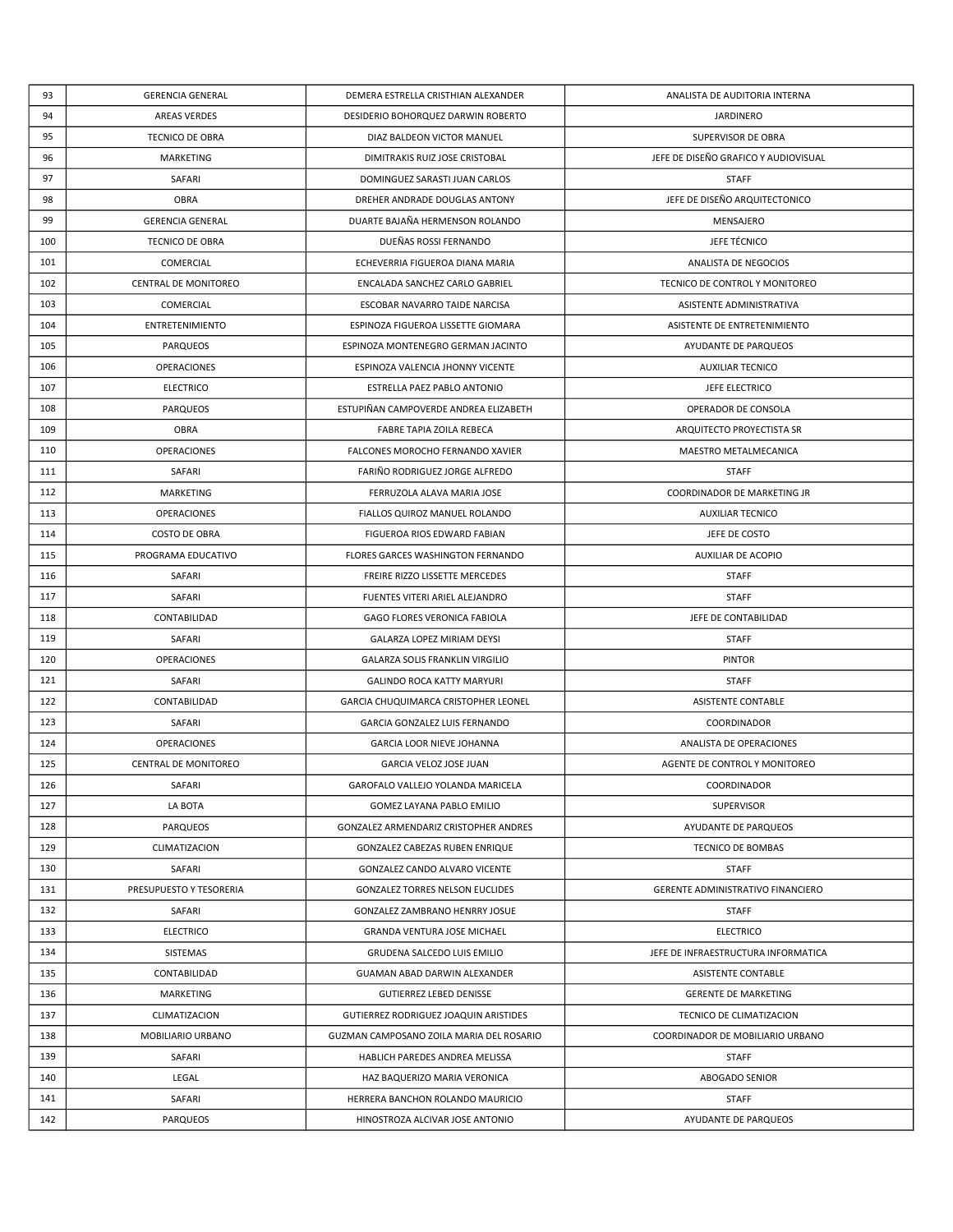| 93 | GERENCIA GENERAL | DEMERA ESTRELLA CRISTHIAN ALEXANDER | ANALISTA DE AUDITORIA INTERNA |
|---|---|---|---|
| 94 | AREAS VERDES | DESIDERIO BOHORQUEZ DARWIN ROBERTO | JARDINERO |
| 95 | TECNICO DE OBRA | DIAZ BALDEON VICTOR MANUEL | SUPERVISOR DE OBRA |
| 96 | MARKETING | DIMITRAKIS RUIZ JOSE CRISTOBAL | JEFE DE DISEÑO GRAFICO Y AUDIOVISUAL |
| 97 | SAFARI | DOMINGUEZ SARASTI JUAN CARLOS | STAFF |
| 98 | OBRA | DREHER ANDRADE DOUGLAS ANTONY | JEFE DE DISEÑO ARQUITECTONICO |
| 99 | GERENCIA GENERAL | DUARTE BAJAÑA HERMENSON ROLANDO | MENSAJERO |
| 100 | TECNICO DE OBRA | DUEÑAS ROSSI FERNANDO | JEFE TÉCNICO |
| 101 | COMERCIAL | ECHEVERRIA FIGUEROA DIANA MARIA | ANALISTA DE NEGOCIOS |
| 102 | CENTRAL DE MONITOREO | ENCALADA SANCHEZ CARLO GABRIEL | TECNICO DE CONTROL Y MONITOREO |
| 103 | COMERCIAL | ESCOBAR NAVARRO TAIDE NARCISA | ASISTENTE ADMINISTRATIVA |
| 104 | ENTRETENIMIENTO | ESPINOZA FIGUEROA LISSETTE GIOMARA | ASISTENTE DE ENTRETENIMIENTO |
| 105 | PARQUEOS | ESPINOZA MONTENEGRO GERMAN JACINTO | AYUDANTE DE PARQUEOS |
| 106 | OPERACIONES | ESPINOZA VALENCIA JHONNY VICENTE | AUXILIAR TECNICO |
| 107 | ELECTRICO | ESTRELLA PAEZ PABLO ANTONIO | JEFE ELECTRICO |
| 108 | PARQUEOS | ESTUPIÑAN CAMPOVERDE ANDREA ELIZABETH | OPERADOR DE CONSOLA |
| 109 | OBRA | FABRE TAPIA ZOILA REBECA | ARQUITECTO PROYECTISTA SR |
| 110 | OPERACIONES | FALCONES MOROCHO FERNANDO XAVIER | MAESTRO METALMECANICA |
| 111 | SAFARI | FARIÑO RODRIGUEZ JORGE ALFREDO | STAFF |
| 112 | MARKETING | FERRUZOLA ALAVA MARIA JOSE | COORDINADOR DE MARKETING JR |
| 113 | OPERACIONES | FIALLOS QUIROZ MANUEL ROLANDO | AUXILIAR TECNICO |
| 114 | COSTO DE OBRA | FIGUEROA RIOS EDWARD FABIAN | JEFE DE COSTO |
| 115 | PROGRAMA EDUCATIVO | FLORES GARCES WASHINGTON FERNANDO | AUXILIAR DE ACOPIO |
| 116 | SAFARI | FREIRE RIZZO LISSETTE MERCEDES | STAFF |
| 117 | SAFARI | FUENTES VITERI ARIEL ALEJANDRO | STAFF |
| 118 | CONTABILIDAD | GAGO FLORES VERONICA FABIOLA | JEFE DE CONTABILIDAD |
| 119 | SAFARI | GALARZA LOPEZ MIRIAM DEYSI | STAFF |
| 120 | OPERACIONES | GALARZA SOLIS FRANKLIN VIRGILIO | PINTOR |
| 121 | SAFARI | GALINDO ROCA KATTY MARYURI | STAFF |
| 122 | CONTABILIDAD | GARCIA CHUQUIMARCA CRISTOPHER LEONEL | ASISTENTE CONTABLE |
| 123 | SAFARI | GARCIA GONZALEZ LUIS FERNANDO | COORDINADOR |
| 124 | OPERACIONES | GARCIA LOOR NIEVE JOHANNA | ANALISTA DE OPERACIONES |
| 125 | CENTRAL DE MONITOREO | GARCIA VELOZ JOSE JUAN | AGENTE DE CONTROL Y MONITOREO |
| 126 | SAFARI | GAROFALO VALLEJO YOLANDA MARICELA | COORDINADOR |
| 127 | LA BOTA | GOMEZ LAYANA PABLO EMILIO | SUPERVISOR |
| 128 | PARQUEOS | GONZALEZ ARMENDARIZ CRISTOPHER ANDRES | AYUDANTE DE PARQUEOS |
| 129 | CLIMATIZACION | GONZALEZ CABEZAS RUBEN ENRIQUE | TECNICO DE BOMBAS |
| 130 | SAFARI | GONZALEZ CANDO ALVARO VICENTE | STAFF |
| 131 | PRESUPUESTO Y TESORERIA | GONZALEZ TORRES NELSON EUCLIDES | GERENTE ADMINISTRATIVO FINANCIERO |
| 132 | SAFARI | GONZALEZ ZAMBRANO HENRRY JOSUE | STAFF |
| 133 | ELECTRICO | GRANDA VENTURA JOSE MICHAEL | ELECTRICO |
| 134 | SISTEMAS | GRUDENA SALCEDO LUIS EMILIO | JEFE DE INFRAESTRUCTURA INFORMATICA |
| 135 | CONTABILIDAD | GUAMAN ABAD DARWIN ALEXANDER | ASISTENTE CONTABLE |
| 136 | MARKETING | GUTIERREZ LEBED DENISSE | GERENTE DE MARKETING |
| 137 | CLIMATIZACION | GUTIERREZ RODRIGUEZ JOAQUIN ARISTIDES | TECNICO DE CLIMATIZACION |
| 138 | MOBILIARIO URBANO | GUZMAN CAMPOSANO ZOILA MARIA DEL ROSARIO | COORDINADOR DE MOBILIARIO URBANO |
| 139 | SAFARI | HABLICH PAREDES ANDREA MELISSA | STAFF |
| 140 | LEGAL | HAZ BAQUERIZO MARIA VERONICA | ABOGADO SENIOR |
| 141 | SAFARI | HERRERA BANCHON ROLANDO MAURICIO | STAFF |
| 142 | PARQUEOS | HINOSTROZA ALCIVAR JOSE ANTONIO | AYUDANTE DE PARQUEOS |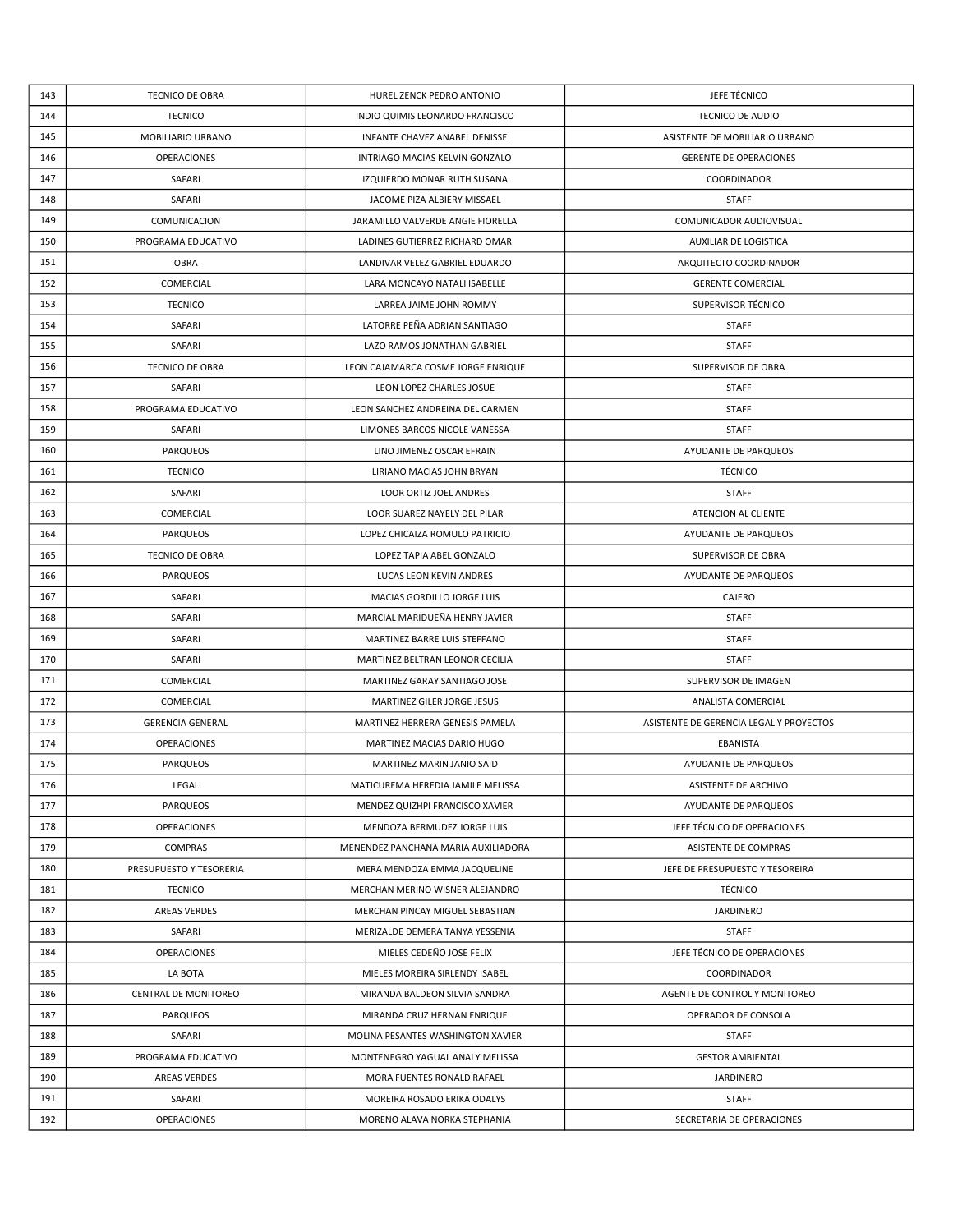| | | | |
|---|---|---|---|
| 143 | TECNICO DE OBRA | HUREL ZENCK PEDRO ANTONIO | JEFE TÉCNICO |
| 144 | TECNICO | INDIO QUIMIS LEONARDO FRANCISCO | TECNICO DE AUDIO |
| 145 | MOBILIARIO URBANO | INFANTE CHAVEZ ANABEL DENISSE | ASISTENTE DE MOBILIARIO URBANO |
| 146 | OPERACIONES | INTRIAGO MACIAS KELVIN GONZALO | GERENTE DE OPERACIONES |
| 147 | SAFARI | IZQUIERDO MONAR RUTH SUSANA | COORDINADOR |
| 148 | SAFARI | JACOME PIZA ALBIERY MISSAEL | STAFF |
| 149 | COMUNICACION | JARAMILLO VALVERDE ANGIE FIORELLA | COMUNICADOR AUDIOVISUAL |
| 150 | PROGRAMA EDUCATIVO | LADINES GUTIERREZ RICHARD OMAR | AUXILIAR DE LOGISTICA |
| 151 | OBRA | LANDIVAR VELEZ GABRIEL EDUARDO | ARQUITECTO COORDINADOR |
| 152 | COMERCIAL | LARA MONCAYO NATALI ISABELLE | GERENTE COMERCIAL |
| 153 | TECNICO | LARREA JAIME JOHN ROMMY | SUPERVISOR TÉCNICO |
| 154 | SAFARI | LATORRE PEÑA ADRIAN SANTIAGO | STAFF |
| 155 | SAFARI | LAZO RAMOS JONATHAN GABRIEL | STAFF |
| 156 | TECNICO DE OBRA | LEON CAJAMARCA COSME JORGE ENRIQUE | SUPERVISOR DE OBRA |
| 157 | SAFARI | LEON LOPEZ CHARLES JOSUE | STAFF |
| 158 | PROGRAMA EDUCATIVO | LEON SANCHEZ ANDREINA DEL CARMEN | STAFF |
| 159 | SAFARI | LIMONES BARCOS NICOLE VANESSA | STAFF |
| 160 | PARQUEOS | LINO JIMENEZ OSCAR EFRAIN | AYUDANTE DE PARQUEOS |
| 161 | TECNICO | LIRIANO MACIAS JOHN BRYAN | TÉCNICO |
| 162 | SAFARI | LOOR ORTIZ JOEL ANDRES | STAFF |
| 163 | COMERCIAL | LOOR SUAREZ NAYELY DEL PILAR | ATENCION AL CLIENTE |
| 164 | PARQUEOS | LOPEZ CHICAIZA ROMULO PATRICIO | AYUDANTE DE PARQUEOS |
| 165 | TECNICO DE OBRA | LOPEZ TAPIA ABEL GONZALO | SUPERVISOR DE OBRA |
| 166 | PARQUEOS | LUCAS LEON KEVIN ANDRES | AYUDANTE DE PARQUEOS |
| 167 | SAFARI | MACIAS GORDILLO JORGE LUIS | CAJERO |
| 168 | SAFARI | MARCIAL MARIDUEÑA HENRY JAVIER | STAFF |
| 169 | SAFARI | MARTINEZ BARRE LUIS STEFFANO | STAFF |
| 170 | SAFARI | MARTINEZ BELTRAN LEONOR CECILIA | STAFF |
| 171 | COMERCIAL | MARTINEZ GARAY SANTIAGO JOSE | SUPERVISOR DE IMAGEN |
| 172 | COMERCIAL | MARTINEZ GILER JORGE JESUS | ANALISTA COMERCIAL |
| 173 | GERENCIA GENERAL | MARTINEZ HERRERA GENESIS PAMELA | ASISTENTE DE GERENCIA LEGAL Y PROYECTOS |
| 174 | OPERACIONES | MARTINEZ MACIAS DARIO HUGO | EBANISTA |
| 175 | PARQUEOS | MARTINEZ MARIN JANIO SAID | AYUDANTE DE PARQUEOS |
| 176 | LEGAL | MATICUREMA HEREDIA JAMILE MELISSA | ASISTENTE DE ARCHIVO |
| 177 | PARQUEOS | MENDEZ QUIZHPI FRANCISCO XAVIER | AYUDANTE DE PARQUEOS |
| 178 | OPERACIONES | MENDOZA BERMUDEZ JORGE LUIS | JEFE TÉCNICO DE OPERACIONES |
| 179 | COMPRAS | MENENDEZ PANCHANA MARIA AUXILIADORA | ASISTENTE DE COMPRAS |
| 180 | PRESUPUESTO Y TESORERIA | MERA MENDOZA EMMA JACQUELINE | JEFE DE PRESUPUESTO Y TESOREIRA |
| 181 | TECNICO | MERCHAN MERINO WISNER ALEJANDRO | TÉCNICO |
| 182 | AREAS VERDES | MERCHAN PINCAY MIGUEL SEBASTIAN | JARDINERO |
| 183 | SAFARI | MERIZALDE DEMERA TANYA YESSENIA | STAFF |
| 184 | OPERACIONES | MIELES CEDEÑO JOSE FELIX | JEFE TÉCNICO DE OPERACIONES |
| 185 | LA BOTA | MIELES MOREIRA SIRLENDY ISABEL | COORDINADOR |
| 186 | CENTRAL DE MONITOREO | MIRANDA BALDEON SILVIA SANDRA | AGENTE DE CONTROL Y MONITOREO |
| 187 | PARQUEOS | MIRANDA CRUZ HERNAN ENRIQUE | OPERADOR DE CONSOLA |
| 188 | SAFARI | MOLINA PESANTES WASHINGTON XAVIER | STAFF |
| 189 | PROGRAMA EDUCATIVO | MONTENEGRO YAGUAL ANALY MELISSA | GESTOR AMBIENTAL |
| 190 | AREAS VERDES | MORA FUENTES RONALD RAFAEL | JARDINERO |
| 191 | SAFARI | MOREIRA ROSADO ERIKA ODALYS | STAFF |
| 192 | OPERACIONES | MORENO ALAVA NORKA STEPHANIA | SECRETARIA DE OPERACIONES |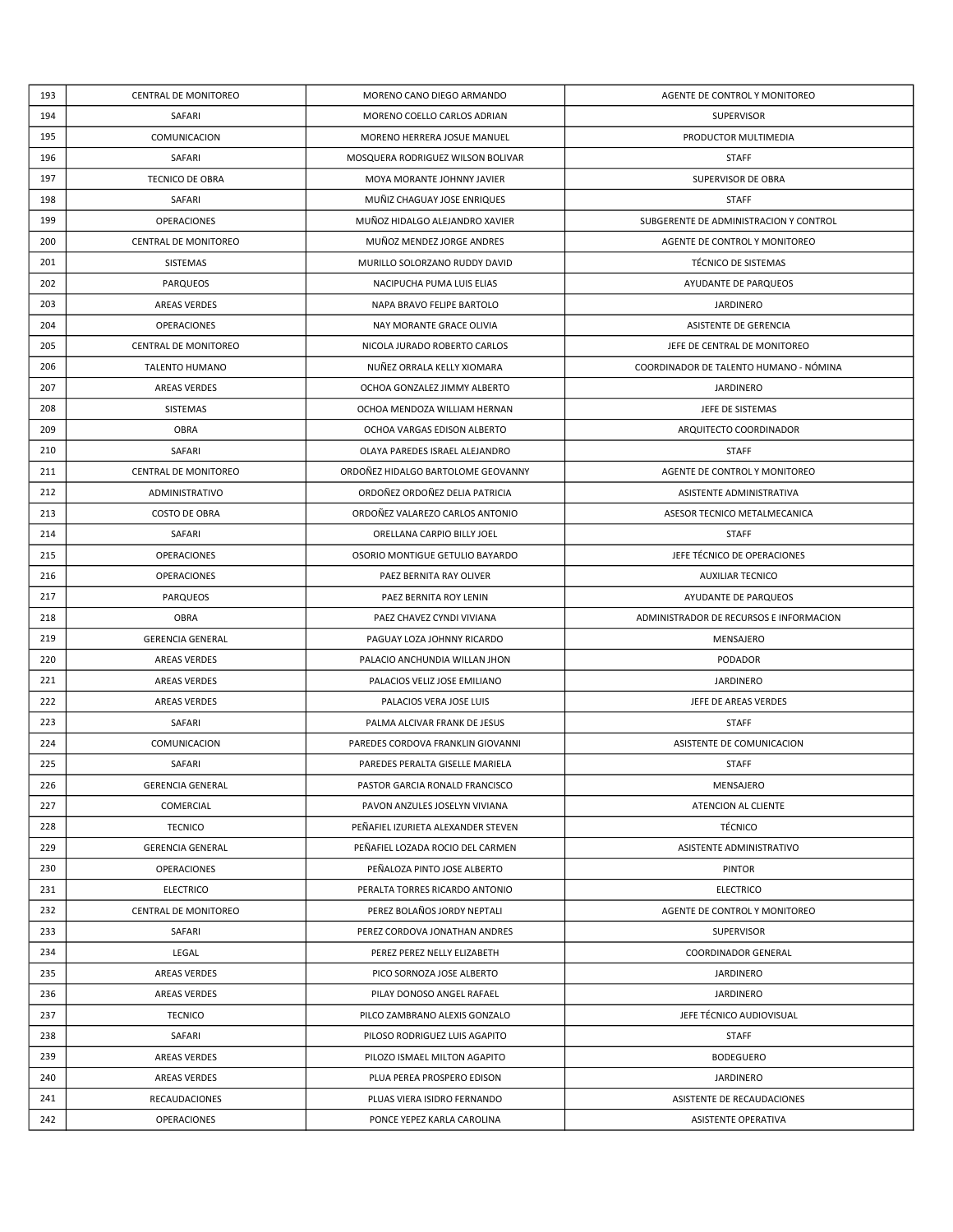| | | | |
|---|---|---|---|
| 193 | CENTRAL DE MONITOREO | MORENO CANO DIEGO ARMANDO | AGENTE DE CONTROL Y MONITOREO |
| 194 | SAFARI | MORENO COELLO CARLOS ADRIAN | SUPERVISOR |
| 195 | COMUNICACION | MORENO HERRERA JOSUE MANUEL | PRODUCTOR MULTIMEDIA |
| 196 | SAFARI | MOSQUERA RODRIGUEZ WILSON BOLIVAR | STAFF |
| 197 | TECNICO DE OBRA | MOYA MORANTE JOHNNY JAVIER | SUPERVISOR DE OBRA |
| 198 | SAFARI | MUÑIZ CHAGUAY JOSE ENRIQUES | STAFF |
| 199 | OPERACIONES | MUÑOZ HIDALGO ALEJANDRO XAVIER | SUBGERENTE DE ADMINISTRACION Y CONTROL |
| 200 | CENTRAL DE MONITOREO | MUÑOZ MENDEZ JORGE ANDRES | AGENTE DE CONTROL Y MONITOREO |
| 201 | SISTEMAS | MURILLO SOLORZANO RUDDY DAVID | TÉCNICO DE SISTEMAS |
| 202 | PARQUEOS | NACIPUCHA PUMA LUIS ELIAS | AYUDANTE DE PARQUEOS |
| 203 | AREAS VERDES | NAPA BRAVO FELIPE BARTOLO | JARDINERO |
| 204 | OPERACIONES | NAY MORANTE GRACE OLIVIA | ASISTENTE DE GERENCIA |
| 205 | CENTRAL DE MONITOREO | NICOLA JURADO ROBERTO CARLOS | JEFE DE CENTRAL DE MONITOREO |
| 206 | TALENTO HUMANO | NUÑEZ ORRALA KELLY XIOMARA | COORDINADOR DE TALENTO HUMANO - NÓMINA |
| 207 | AREAS VERDES | OCHOA GONZALEZ JIMMY ALBERTO | JARDINERO |
| 208 | SISTEMAS | OCHOA MENDOZA WILLIAM HERNAN | JEFE DE SISTEMAS |
| 209 | OBRA | OCHOA VARGAS EDISON ALBERTO | ARQUITECTO COORDINADOR |
| 210 | SAFARI | OLAYA PAREDES ISRAEL ALEJANDRO | STAFF |
| 211 | CENTRAL DE MONITOREO | ORDOÑEZ HIDALGO BARTOLOME GEOVANNY | AGENTE DE CONTROL Y MONITOREO |
| 212 | ADMINISTRATIVO | ORDOÑEZ ORDOÑEZ DELIA PATRICIA | ASISTENTE ADMINISTRATIVA |
| 213 | COSTO DE OBRA | ORDOÑEZ VALAREZO CARLOS ANTONIO | ASESOR TECNICO METALMECANICA |
| 214 | SAFARI | ORELLANA CARPIO BILLY JOEL | STAFF |
| 215 | OPERACIONES | OSORIO MONTIGUE GETULIO BAYARDO | JEFE TÉCNICO DE OPERACIONES |
| 216 | OPERACIONES | PAEZ BERNITA RAY OLIVER | AUXILIAR TECNICO |
| 217 | PARQUEOS | PAEZ BERNITA ROY LENIN | AYUDANTE DE PARQUEOS |
| 218 | OBRA | PAEZ CHAVEZ CYNDI VIVIANA | ADMINISTRADOR DE RECURSOS E INFORMACION |
| 219 | GERENCIA GENERAL | PAGUAY LOZA JOHNNY RICARDO | MENSAJERO |
| 220 | AREAS VERDES | PALACIO ANCHUNDIA WILLAN JHON | PODADOR |
| 221 | AREAS VERDES | PALACIOS VELIZ JOSE EMILIANO | JARDINERO |
| 222 | AREAS VERDES | PALACIOS VERA JOSE LUIS | JEFE DE AREAS VERDES |
| 223 | SAFARI | PALMA ALCIVAR FRANK DE JESUS | STAFF |
| 224 | COMUNICACION | PAREDES CORDOVA FRANKLIN GIOVANNI | ASISTENTE DE COMUNICACION |
| 225 | SAFARI | PAREDES PERALTA GISELLE MARIELA | STAFF |
| 226 | GERENCIA GENERAL | PASTOR GARCIA RONALD FRANCISCO | MENSAJERO |
| 227 | COMERCIAL | PAVON ANZULES JOSELYN VIVIANA | ATENCION AL CLIENTE |
| 228 | TECNICO | PEÑAFIEL IZURIETA ALEXANDER STEVEN | TÉCNICO |
| 229 | GERENCIA GENERAL | PEÑAFIEL LOZADA ROCIO DEL CARMEN | ASISTENTE ADMINISTRATIVO |
| 230 | OPERACIONES | PEÑALOZA PINTO JOSE ALBERTO | PINTOR |
| 231 | ELECTRICO | PERALTA TORRES RICARDO ANTONIO | ELECTRICO |
| 232 | CENTRAL DE MONITOREO | PEREZ BOLAÑOS JORDY NEPTALI | AGENTE DE CONTROL Y MONITOREO |
| 233 | SAFARI | PEREZ CORDOVA JONATHAN ANDRES | SUPERVISOR |
| 234 | LEGAL | PEREZ PEREZ NELLY ELIZABETH | COORDINADOR GENERAL |
| 235 | AREAS VERDES | PICO SORNOZA JOSE ALBERTO | JARDINERO |
| 236 | AREAS VERDES | PILAY DONOSO ANGEL RAFAEL | JARDINERO |
| 237 | TECNICO | PILCO ZAMBRANO ALEXIS GONZALO | JEFE TÉCNICO AUDIOVISUAL |
| 238 | SAFARI | PILOSO RODRIGUEZ LUIS AGAPITO | STAFF |
| 239 | AREAS VERDES | PILOZO ISMAEL MILTON AGAPITO | BODEGUERO |
| 240 | AREAS VERDES | PLUA PEREA PROSPERO EDISON | JARDINERO |
| 241 | RECAUDACIONES | PLUAS VIERA ISIDRO FERNANDO | ASISTENTE DE RECAUDACIONES |
| 242 | OPERACIONES | PONCE YEPEZ KARLA CAROLINA | ASISTENTE OPERATIVA |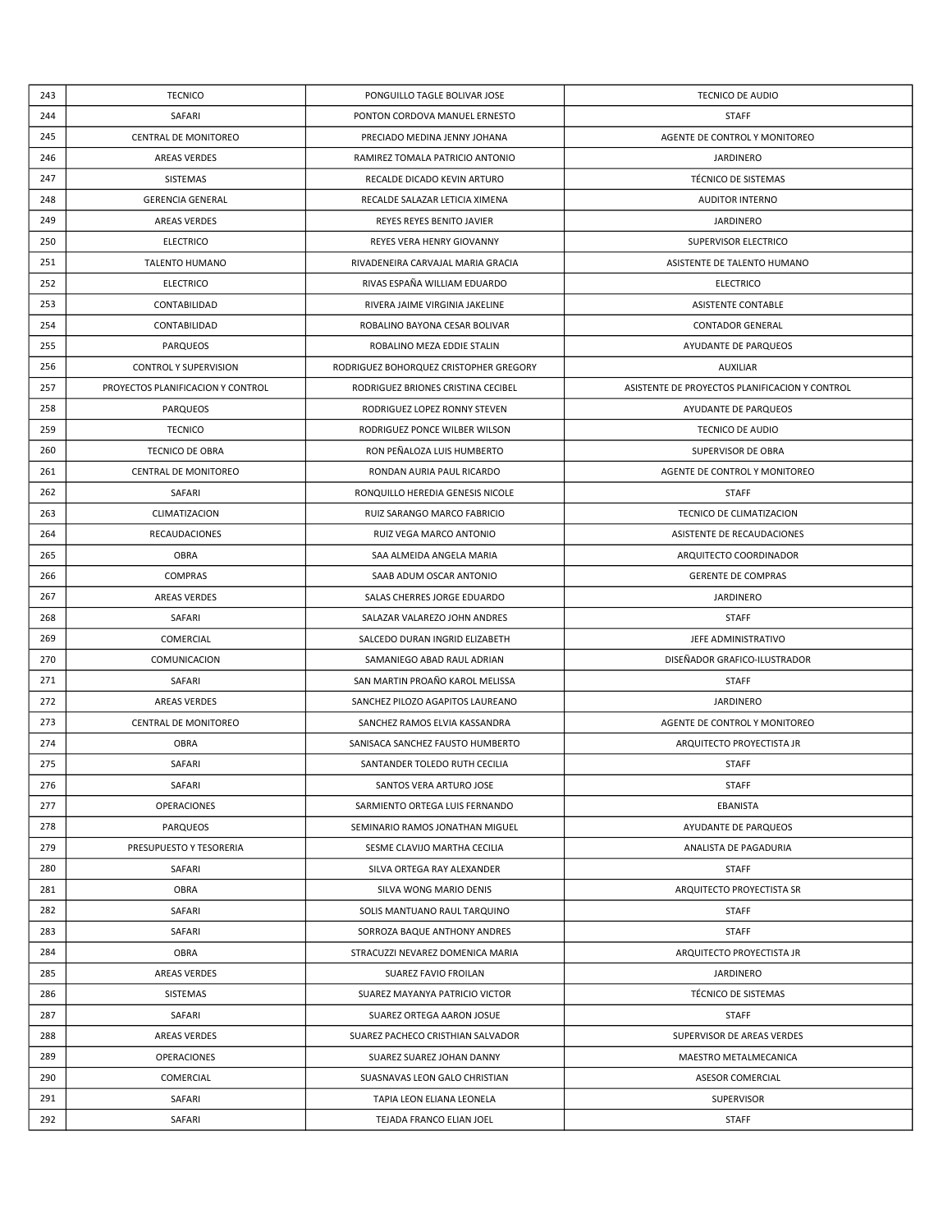| 243 | TECNICO | PONGUILLO TAGLE BOLIVAR JOSE | TECNICO DE AUDIO |
|---|---|---|---|
| 244 | SAFARI | PONTON CORDOVA MANUEL ERNESTO | STAFF |
| 245 | CENTRAL DE MONITOREO | PRECIADO MEDINA JENNY JOHANA | AGENTE DE CONTROL Y MONITOREO |
| 246 | AREAS VERDES | RAMIREZ TOMALA PATRICIO ANTONIO | JARDINERO |
| 247 | SISTEMAS | RECALDE DICADO KEVIN ARTURO | TÉCNICO DE SISTEMAS |
| 248 | GERENCIA GENERAL | RECALDE SALAZAR LETICIA XIMENA | AUDITOR INTERNO |
| 249 | AREAS VERDES | REYES REYES BENITO JAVIER | JARDINERO |
| 250 | ELECTRICO | REYES VERA HENRY GIOVANNY | SUPERVISOR ELECTRICO |
| 251 | TALENTO HUMANO | RIVADENEIRA CARVAJAL MARIA GRACIA | ASISTENTE DE TALENTO HUMANO |
| 252 | ELECTRICO | RIVAS ESPAÑA WILLIAM EDUARDO | ELECTRICO |
| 253 | CONTABILIDAD | RIVERA JAIME VIRGINIA JAKELINE | ASISTENTE CONTABLE |
| 254 | CONTABILIDAD | ROBALINO BAYONA CESAR BOLIVAR | CONTADOR GENERAL |
| 255 | PARQUEOS | ROBALINO MEZA EDDIE STALIN | AYUDANTE DE PARQUEOS |
| 256 | CONTROL Y SUPERVISION | RODRIGUEZ BOHORQUEZ CRISTOPHER GREGORY | AUXILIAR |
| 257 | PROYECTOS PLANIFICACION Y CONTROL | RODRIGUEZ BRIONES CRISTINA CECIBEL | ASISTENTE DE PROYECTOS PLANIFICACION Y CONTROL |
| 258 | PARQUEOS | RODRIGUEZ LOPEZ RONNY STEVEN | AYUDANTE DE PARQUEOS |
| 259 | TECNICO | RODRIGUEZ PONCE WILBER WILSON | TECNICO DE AUDIO |
| 260 | TECNICO DE OBRA | RON PEÑALOZA LUIS HUMBERTO | SUPERVISOR DE OBRA |
| 261 | CENTRAL DE MONITOREO | RONDAN AURIA PAUL RICARDO | AGENTE DE CONTROL Y MONITOREO |
| 262 | SAFARI | RONQUILLO HEREDIA GENESIS NICOLE | STAFF |
| 263 | CLIMATIZACION | RUIZ SARANGO MARCO FABRICIO | TECNICO DE CLIMATIZACION |
| 264 | RECAUDACIONES | RUIZ VEGA MARCO ANTONIO | ASISTENTE DE RECAUDACIONES |
| 265 | OBRA | SAA ALMEIDA ANGELA MARIA | ARQUITECTO COORDINADOR |
| 266 | COMPRAS | SAAB ADUM OSCAR ANTONIO | GERENTE DE COMPRAS |
| 267 | AREAS VERDES | SALAS CHERRES JORGE EDUARDO | JARDINERO |
| 268 | SAFARI | SALAZAR VALAREZO JOHN ANDRES | STAFF |
| 269 | COMERCIAL | SALCEDO DURAN INGRID ELIZABETH | JEFE ADMINISTRATIVO |
| 270 | COMUNICACION | SAMANIEGO ABAD RAUL ADRIAN | DISEÑADOR GRAFICO-ILUSTRADOR |
| 271 | SAFARI | SAN MARTIN PROAÑO KAROL MELISSA | STAFF |
| 272 | AREAS VERDES | SANCHEZ PILOZO AGAPITOS LAUREANO | JARDINERO |
| 273 | CENTRAL DE MONITOREO | SANCHEZ RAMOS ELVIA KASSANDRA | AGENTE DE CONTROL Y MONITOREO |
| 274 | OBRA | SANISACA SANCHEZ FAUSTO HUMBERTO | ARQUITECTO PROYECTISTA JR |
| 275 | SAFARI | SANTANDER TOLEDO RUTH CECILIA | STAFF |
| 276 | SAFARI | SANTOS VERA ARTURO JOSE | STAFF |
| 277 | OPERACIONES | SARMIENTO ORTEGA LUIS FERNANDO | EBANISTA |
| 278 | PARQUEOS | SEMINARIO RAMOS JONATHAN MIGUEL | AYUDANTE DE PARQUEOS |
| 279 | PRESUPUESTO Y TESORERIA | SESME CLAVIJO MARTHA CECILIA | ANALISTA DE PAGADURIA |
| 280 | SAFARI | SILVA ORTEGA RAY ALEXANDER | STAFF |
| 281 | OBRA | SILVA WONG MARIO DENIS | ARQUITECTO PROYECTISTA SR |
| 282 | SAFARI | SOLIS MANTUANO RAUL TARQUINO | STAFF |
| 283 | SAFARI | SORROZA BAQUE ANTHONY ANDRES | STAFF |
| 284 | OBRA | STRACUZZI NEVAREZ DOMENICA MARIA | ARQUITECTO PROYECTISTA JR |
| 285 | AREAS VERDES | SUAREZ FAVIO FROILAN | JARDINERO |
| 286 | SISTEMAS | SUAREZ MAYANYA PATRICIO VICTOR | TÉCNICO DE SISTEMAS |
| 287 | SAFARI | SUAREZ ORTEGA AARON JOSUE | STAFF |
| 288 | AREAS VERDES | SUAREZ PACHECO CRISTHIAN SALVADOR | SUPERVISOR DE AREAS VERDES |
| 289 | OPERACIONES | SUAREZ SUAREZ JOHAN DANNY | MAESTRO METALMECANICA |
| 290 | COMERCIAL | SUASNAVAS LEON GALO CHRISTIAN | ASESOR COMERCIAL |
| 291 | SAFARI | TAPIA LEON ELIANA LEONELA | SUPERVISOR |
| 292 | SAFARI | TEJADA FRANCO ELIAN JOEL | STAFF |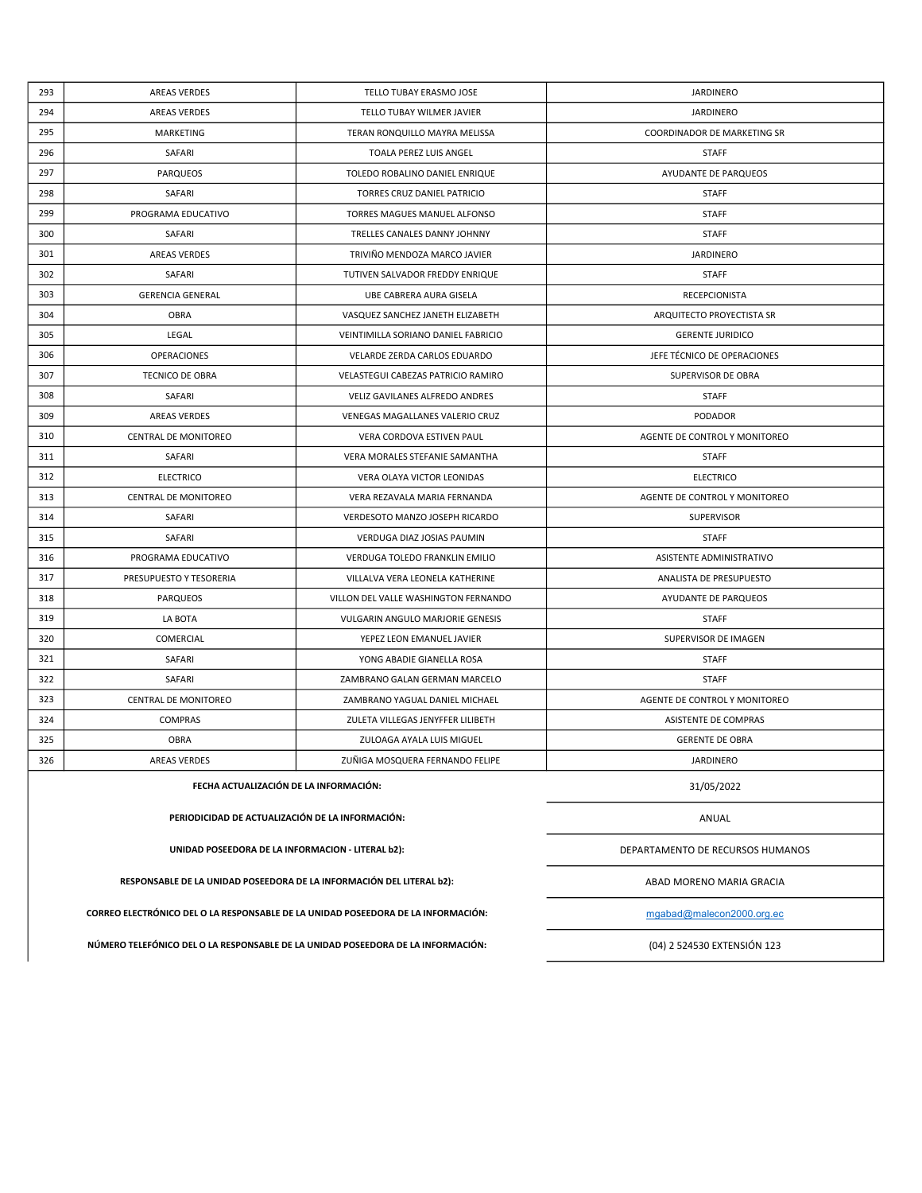| | | | |
|---|---|---|---|
| 293 | AREAS VERDES | TELLO TUBAY ERASMO JOSE | JARDINERO |
| 294 | AREAS VERDES | TELLO TUBAY WILMER JAVIER | JARDINERO |
| 295 | MARKETING | TERAN RONQUILLO MAYRA MELISSA | COORDINADOR DE MARKETING SR |
| 296 | SAFARI | TOALA PEREZ LUIS ANGEL | STAFF |
| 297 | PARQUEOS | TOLEDO ROBALINO DANIEL ENRIQUE | AYUDANTE DE PARQUEOS |
| 298 | SAFARI | TORRES CRUZ DANIEL PATRICIO | STAFF |
| 299 | PROGRAMA EDUCATIVO | TORRES MAGUES MANUEL ALFONSO | STAFF |
| 300 | SAFARI | TRELLES CANALES DANNY JOHNNY | STAFF |
| 301 | AREAS VERDES | TRIVIÑO MENDOZA MARCO JAVIER | JARDINERO |
| 302 | SAFARI | TUTIVEN SALVADOR FREDDY ENRIQUE | STAFF |
| 303 | GERENCIA GENERAL | UBE CABRERA AURA GISELA | RECEPCIONISTA |
| 304 | OBRA | VASQUEZ SANCHEZ JANETH ELIZABETH | ARQUITECTO PROYECTISTA SR |
| 305 | LEGAL | VEINTIMILLA SORIANO DANIEL FABRICIO | GERENTE JURIDICO |
| 306 | OPERACIONES | VELARDE ZERDA CARLOS EDUARDO | JEFE TÉCNICO DE OPERACIONES |
| 307 | TECNICO DE OBRA | VELASTEGUI CABEZAS PATRICIO RAMIRO | SUPERVISOR DE OBRA |
| 308 | SAFARI | VELIZ GAVILANES ALFREDO ANDRES | STAFF |
| 309 | AREAS VERDES | VENEGAS MAGALLANES VALERIO CRUZ | PODADOR |
| 310 | CENTRAL DE MONITOREO | VERA CORDOVA ESTIVEN PAUL | AGENTE DE CONTROL Y MONITOREO |
| 311 | SAFARI | VERA MORALES STEFANIE SAMANTHA | STAFF |
| 312 | ELECTRICO | VERA OLAYA VICTOR LEONIDAS | ELECTRICO |
| 313 | CENTRAL DE MONITOREO | VERA REZAVALA MARIA FERNANDA | AGENTE DE CONTROL Y MONITOREO |
| 314 | SAFARI | VERDESOTO MANZO JOSEPH RICARDO | SUPERVISOR |
| 315 | SAFARI | VERDUGA DIAZ JOSIAS PAUMIN | STAFF |
| 316 | PROGRAMA EDUCATIVO | VERDUGA TOLEDO FRANKLIN EMILIO | ASISTENTE ADMINISTRATIVO |
| 317 | PRESUPUESTO Y TESORERIA | VILLALVA VERA LEONELA KATHERINE | ANALISTA DE PRESUPUESTO |
| 318 | PARQUEOS | VILLON DEL VALLE WASHINGTON FERNANDO | AYUDANTE DE PARQUEOS |
| 319 | LA BOTA | VULGARIN ANGULO MARJORIE GENESIS | STAFF |
| 320 | COMERCIAL | YEPEZ LEON EMANUEL JAVIER | SUPERVISOR DE IMAGEN |
| 321 | SAFARI | YONG ABADIE GIANELLA ROSA | STAFF |
| 322 | SAFARI | ZAMBRANO GALAN GERMAN MARCELO | STAFF |
| 323 | CENTRAL DE MONITOREO | ZAMBRANO YAGUAL DANIEL MICHAEL | AGENTE DE CONTROL Y MONITOREO |
| 324 | COMPRAS | ZULETA VILLEGAS JENYFFER LILIBETH | ASISTENTE DE COMPRAS |
| 325 | OBRA | ZULOAGA AYALA LUIS MIGUEL | GERENTE DE OBRA |
| 326 | AREAS VERDES | ZUÑIGA MOSQUERA FERNANDO FELIPE | JARDINERO |

| | |
|---|---|
| **FECHA ACTUALIZACIÓN DE LA INFORMACIÓN:** | 31/05/2022 |
| **PERIODICIDAD DE ACTUALIZACIÓN DE LA INFORMACIÓN:** | ANUAL |
| **UNIDAD POSEEDORA DE LA INFORMACION - LITERAL b2):** | DEPARTAMENTO DE RECURSOS HUMANOS |
| **RESPONSABLE DE LA UNIDAD POSEEDORA DE LA INFORMACIÓN DEL LITERAL b2):** | ABAD MORENO MARIA GRACIA |
| **CORREO ELECTRÓNICO DEL O LA RESPONSABLE DE LA UNIDAD POSEEDORA DE LA INFORMACIÓN:** | mgabad@malecon2000.org.ec |
| **NÚMERO TELEFÓNICO DEL O LA RESPONSABLE DE LA UNIDAD POSEEDORA DE LA INFORMACIÓN:** | (04) 2 524530 EXTENSIÓN 123 |